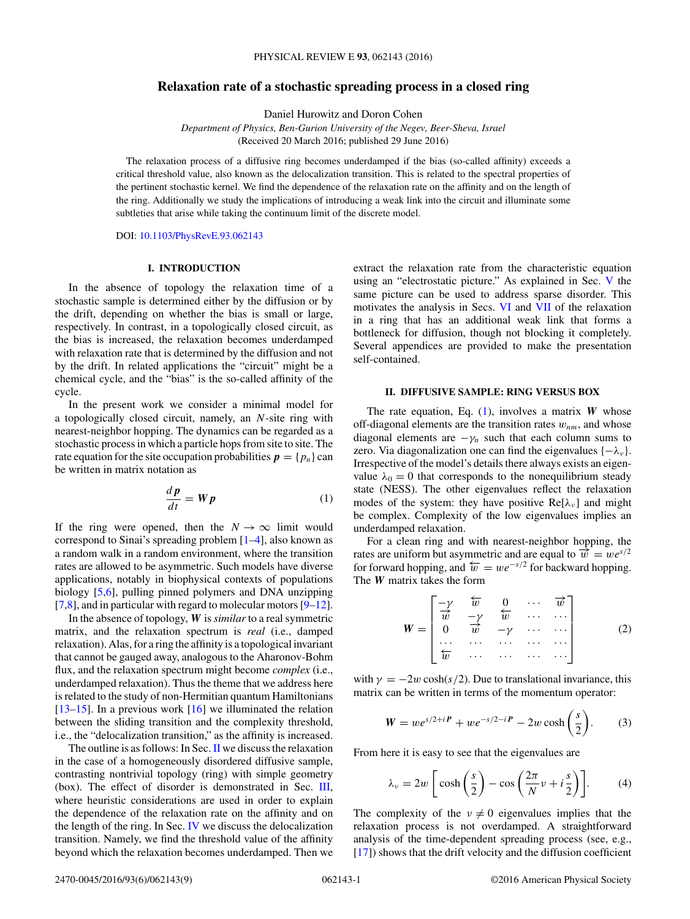# Relaxation rate of a stochastic spreading process in a closed ring

Daniel Hurowitz and Doron Cohen

*Department of Physics, Ben-Gurion University of the Negev, Beer-Sheva, Israel*

(Received 20 March 2016; published 29 June 2016)

The relaxation process of a diffusive ring becomes underdamped if the bias (so-called affinity) exceeds a critical threshold value, also known as the delocalization transition. This is related to the spectral properties of the pertinent stochastic kernel. We find the dependence of the relaxation rate on the affinity and on the length of the ring. Additionally we study the implications of introducing a weak link into the circuit and illuminate some subtleties that arise while taking the continuum limit of the discrete model.

DOI: 10.1103/PhysRevE.93.062143

## I. INTRODUCTION

In the absence of topology the relaxation time of a stochastic sample is determined either by the diffusion or by the drift, depending on whether the bias is small or large, respectively. In contrast, in a topologically closed circuit, as the bias is increased, the relaxation becomes underdamped with relaxation rate that is determined by the diffusion and not by the drift. In related applications the "circuit" might be a chemical cycle, and the "bias" is the so-called affinity of the cycle.

In the present work we consider a minimal model for a topologically closed circuit, namely, an $N$-site ring with nearest-neighbor hopping. The dynamics can be regarded as a stochastic process in which a particle hops from site to site. The rate equation for the site occupation probabilities $\boldsymbol{p} = \{p_n\}$ can be written in matrix notation as

$$\frac{d\boldsymbol{p}}{dt} = \boldsymbol{W}\boldsymbol{p} \tag{1}$$

If the ring were opened, then the $N \to \infty$ limit would correspond to Sinai's spreading problem [1–4], also known as a random walk in a random environment, where the transition rates are allowed to be asymmetric. Such models have diverse applications, notably in biophysical contexts of populations biology [5,6], pulling pinned polymers and DNA unzipping [7,8], and in particular with regard to molecular motors [9–12].

In the absence of topology, $\boldsymbol{W}$ is *similar* to a real symmetric matrix, and the relaxation spectrum is *real* (i.e., damped relaxation). Alas, for a ring the affinity is a topological invariant that cannot be gauged away, analogous to the Aharonov-Bohm flux, and the relaxation spectrum might become *complex* (i.e., underdamped relaxation). Thus the theme that we address here is related to the study of non-Hermitian quantum Hamiltonians [13–15]. In a previous work [16] we illuminated the relation between the sliding transition and the complexity threshold, i.e., the "delocalization transition," as the affinity is increased.

The outline is as follows: In Sec. II we discuss the relaxation in the case of a homogeneously disordered diffusive sample, contrasting nontrivial topology (ring) with simple geometry (box). The effect of disorder is demonstrated in Sec. III, where heuristic considerations are used in order to explain the dependence of the relaxation rate on the affinity and on the length of the ring. In Sec. IV we discuss the delocalization transition. Namely, we find the threshold value of the affinity beyond which the relaxation becomes underdamped. Then we extract the relaxation rate from the characteristic equation using an "electrostatic picture." As explained in Sec. V the same picture can be used to address sparse disorder. This motivates the analysis in Secs. VI and VII of the relaxation in a ring that has an additional weak link that forms a bottleneck for diffusion, though not blocking it completely. Several appendices are provided to make the presentation self-contained.

## II. DIFFUSIVE SAMPLE: RING VERSUS BOX

The rate equation, Eq. (1), involves a matrix $\boldsymbol{W}$ whose off-diagonal elements are the transition rates $w_{nm}$, and whose diagonal elements are $-\gamma_n$ such that each column sums to zero. Via diagonalization one can find the eigenvalues $\{-\lambda_\nu\}$. Irrespective of the model's details there always exists an eigenvalue $\lambda_0 = 0$ that corresponds to the nonequilibrium steady state (NESS). The other eigenvalues reflect the relaxation modes of the system: they have positive $\mathrm{Re}[\lambda_\nu]$ and might be complex. Complexity of the low eigenvalues implies an underdamped relaxation.

For a clean ring and with nearest-neighbor hopping, the rates are uniform but asymmetric and are equal to $\overrightarrow{w} = we^{s/2}$ for forward hopping, and $\overleftarrow{w} = we^{-s/2}$ for backward hopping. The $\boldsymbol{W}$ matrix takes the form

$$\boldsymbol{W} = \begin{bmatrix} -\gamma & \overleftarrow{w} & 0 & \cdots & \overrightarrow{w} \\ \overrightarrow{w} & -\gamma & \overleftarrow{w} & \cdots & \cdots \\ 0 & \overrightarrow{w} & -\gamma & \cdots & \cdots \\ \cdots & \cdots & \cdots & \cdots & \cdots \\ \overleftarrow{w} & \cdots & \cdots & \cdots & \cdots \end{bmatrix} \tag{2}$$

with $\gamma = -2w\cosh(s/2)$. Due to translational invariance, this matrix can be written in terms of the momentum operator:

$$\boldsymbol{W} = we^{s/2+i\boldsymbol{P}} + we^{-s/2-i\boldsymbol{P}} - 2w\cosh\left(\frac{s}{2}\right). \tag{3}$$

From here it is easy to see that the eigenvalues are

$$\lambda_\nu = 2w\left[\cosh\left(\frac{s}{2}\right) - \cos\left(\frac{2\pi}{N}\nu + i\frac{s}{2}\right)\right]. \tag{4}$$

The complexity of the $\nu \neq 0$ eigenvalues implies that the relaxation process is not overdamped. A straightforward analysis of the time-dependent spreading process (see, e.g., [17]) shows that the drift velocity and the diffusion coefficient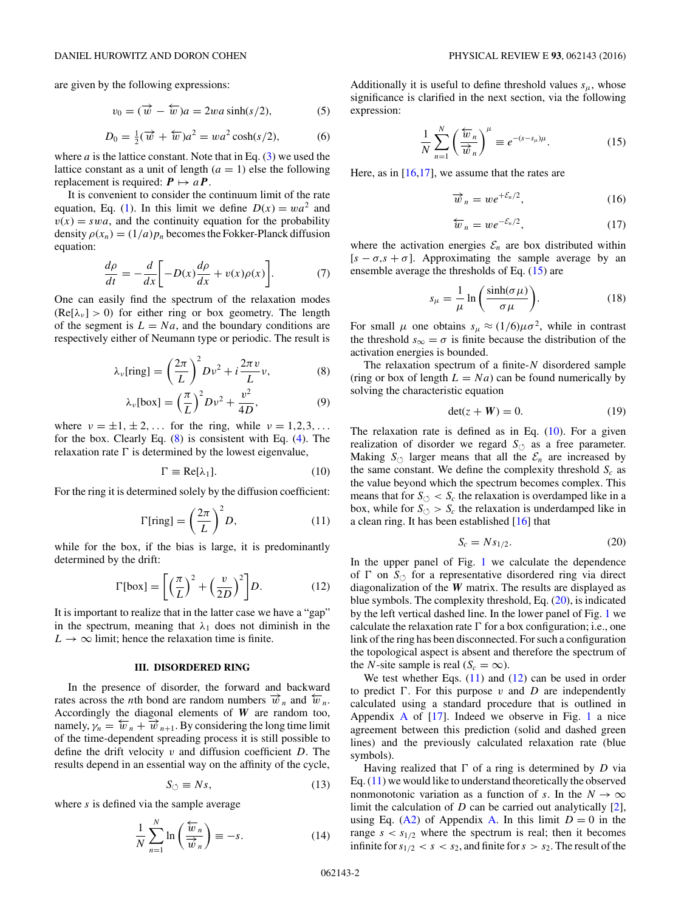are given by the following expressions:

$$v_0 = (\overrightarrow{w} - \overleftarrow{w})a = 2wa\sinh(s/2), \tag{5}$$

$$D_0 = \tfrac{1}{2}(\overrightarrow{w} + \overleftarrow{w})a^2 = wa^2\cosh(s/2), \tag{6}$$

where $a$ is the lattice constant. Note that in Eq. (3) we used the lattice constant as a unit of length ($a = 1$) else the following replacement is required: $\boldsymbol{P} \mapsto a\boldsymbol{P}$.

It is convenient to consider the continuum limit of the rate equation, Eq. (1). In this limit we define $D(x) = wa^2$ and $v(x) = swa$, and the continuity equation for the probability density $\rho(x_n) = (1/a)p_n$ becomes the Fokker-Planck diffusion equation:

$$\frac{d\rho}{dt} = -\frac{d}{dx}\left[-D(x)\frac{d\rho}{dx} + v(x)\rho(x)\right]. \tag{7}$$

One can easily find the spectrum of the relaxation modes ($\text{Re}[\lambda_\nu] > 0$) for either ring or box geometry. The length of the segment is $L = Na$, and the boundary conditions are respectively either of Neumann type or periodic. The result is

$$\lambda_\nu[\text{ring}] = \left(\frac{2\pi}{L}\right)^2 D\nu^2 + i\frac{2\pi v}{L}\nu, \tag{8}$$

$$\lambda_\nu[\text{box}] = \left(\frac{\pi}{L}\right)^2 D\nu^2 + \frac{v^2}{4D}, \tag{9}$$

where $\nu = \pm 1, \pm 2, \ldots$ for the ring, while $\nu = 1,2,3,\ldots$ for the box. Clearly Eq. (8) is consistent with Eq. (4). The relaxation rate $\Gamma$ is determined by the lowest eigenvalue,

$$\Gamma \equiv \text{Re}[\lambda_1]. \tag{10}$$

For the ring it is determined solely by the diffusion coefficient:

$$\Gamma[\text{ring}] = \left(\frac{2\pi}{L}\right)^2 D, \tag{11}$$

while for the box, if the bias is large, it is predominantly determined by the drift:

$$\Gamma[\text{box}] = \left[\left(\frac{\pi}{L}\right)^2 + \left(\frac{v}{2D}\right)^2\right] D. \tag{12}$$

It is important to realize that in the latter case we have a "gap" in the spectrum, meaning that $\lambda_1$ does not diminish in the $L \to \infty$ limit; hence the relaxation time is finite.

## III. DISORDERED RING

In the presence of disorder, the forward and backward rates across the $n$th bond are random numbers $\overrightarrow{w}_n$ and $\overleftarrow{w}_n$. Accordingly the diagonal elements of $\boldsymbol{W}$ are random too, namely, $\gamma_n = \overleftarrow{w}_n + \overrightarrow{w}_{n+1}$. By considering the long time limit of the time-dependent spreading process it is still possible to define the drift velocity $v$ and diffusion coefficient $D$. The results depend in an essential way on the affinity of the cycle,

$$S_\circlearrowleft \equiv Ns, \tag{13}$$

where $s$ is defined via the sample average

$$\frac{1}{N}\sum_{n=1}^{N} \ln\left(\frac{\overleftarrow{w}_n}{\overrightarrow{w}_n}\right) \equiv -s. \tag{14}$$

Additionally it is useful to define threshold values $s_\mu$, whose significance is clarified in the next section, via the following expression:

$$\frac{1}{N}\sum_{n=1}^{N}\left(\frac{\overleftarrow{w}_n}{\overrightarrow{w}_n}\right)^\mu \equiv e^{-(s-s_\mu)\mu}. \tag{15}$$

Here, as in [16,17], we assume that the rates are

$$\overrightarrow{w}_n = we^{+\mathcal{E}_n/2}, \tag{16}$$

$$\overleftarrow{w}_n = we^{-\mathcal{E}_n/2}, \tag{17}$$

where the activation energies $\mathcal{E}_n$ are box distributed within $[s-\sigma, s+\sigma]$. Approximating the sample average by an ensemble average the thresholds of Eq. (15) are

$$s_\mu = \frac{1}{\mu}\ln\left(\frac{\sinh(\sigma\mu)}{\sigma\mu}\right). \tag{18}$$

For small $\mu$ one obtains $s_\mu \approx (1/6)\mu\sigma^2$, while in contrast the threshold $s_\infty = \sigma$ is finite because the distribution of the activation energies is bounded.

The relaxation spectrum of a finite-$N$ disordered sample (ring or box of length $L = Na$) can be found numerically by solving the characteristic equation

$$\det(z + \boldsymbol{W}) = 0. \tag{19}$$

The relaxation rate is defined as in Eq. (10). For a given realization of disorder we regard $S_\circlearrowleft$ as a free parameter. Making $S_\circlearrowleft$ larger means that all the $\mathcal{E}_n$ are increased by the same constant. We define the complexity threshold $S_c$ as the value beyond which the spectrum becomes complex. This means that for $S_\circlearrowleft < S_c$ the relaxation is overdamped like in a box, while for $S_\circlearrowleft > S_c$ the relaxation is underdamped like in a clean ring. It has been established [16] that

$$S_c = Ns_{1/2}. \tag{20}$$

In the upper panel of Fig. 1 we calculate the dependence of $\Gamma$ on $S_\circlearrowleft$ for a representative disordered ring via direct diagonalization of the $\boldsymbol{W}$ matrix. The results are displayed as blue symbols. The complexity threshold, Eq. (20), is indicated by the left vertical dashed line. In the lower panel of Fig. 1 we calculate the relaxation rate $\Gamma$ for a box configuration; i.e., one link of the ring has been disconnected. For such a configuration the topological aspect is absent and therefore the spectrum of the $N$-site sample is real ($S_c = \infty$).

We test whether Eqs. (11) and (12) can be used in order to predict $\Gamma$. For this purpose $v$ and $D$ are independently calculated using a standard procedure that is outlined in Appendix A of [17]. Indeed we observe in Fig. 1 a nice agreement between this prediction (solid and dashed green lines) and the previously calculated relaxation rate (blue symbols).

Having realized that $\Gamma$ of a ring is determined by $D$ via Eq. (11) we would like to understand theoretically the observed nonmonotonic variation as a function of $s$. In the $N \to \infty$ limit the calculation of $D$ can be carried out analytically [2], using Eq. (A2) of Appendix A. In this limit $D = 0$ in the range $s < s_{1/2}$ where the spectrum is real; then it becomes infinite for $s_{1/2} < s < s_2$, and finite for $s > s_2$. The result of the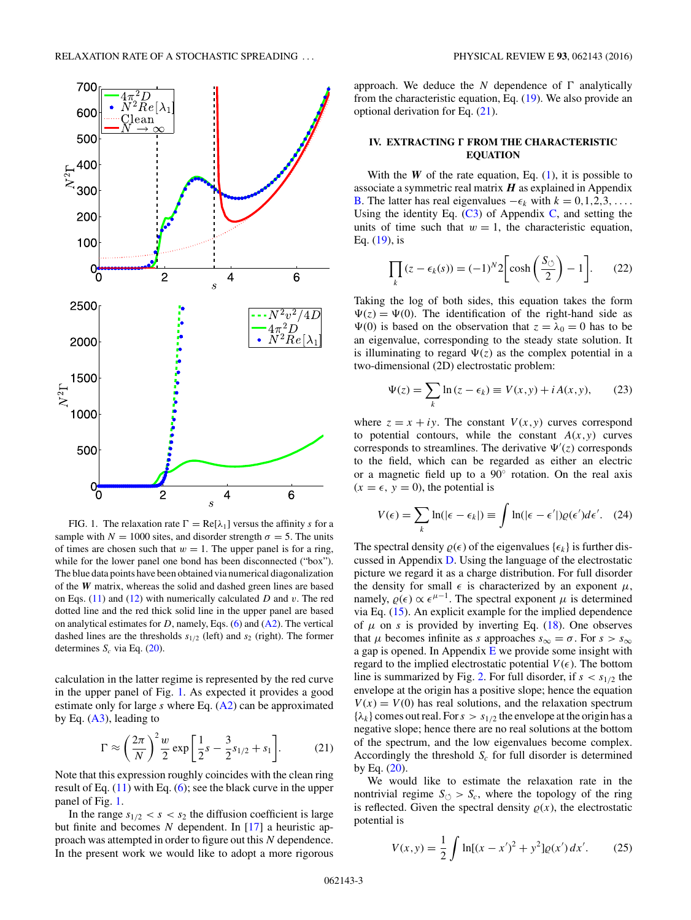FIG. 1. The relaxation rate $\Gamma = \mathrm{Re}[\lambda_1]$ versus the affinity $s$ for a sample with $N = 1000$ sites, and disorder strength $\sigma = 5$. The units of times are chosen such that $w = 1$. The upper panel is for a ring, while for the lower panel one bond has been disconnected ("box"). The blue data points have been obtained via numerical diagonalization of the $\boldsymbol{W}$ matrix, whereas the solid and dashed green lines are based on Eqs. (11) and (12) with numerically calculated $D$ and $v$. The red dotted line and the red thick solid line in the upper panel are based on analytical estimates for $D$, namely, Eqs. (6) and (A2). The vertical dashed lines are the thresholds $s_{1/2}$ (left) and $s_2$ (right). The former determines $S_c$ via Eq. (20).

calculation in the latter regime is represented by the red curve in the upper panel of Fig. 1. As expected it provides a good estimate only for large $s$ where Eq. (A2) can be approximated by Eq. (A3), leading to

$$\Gamma \approx \left(\frac{2\pi}{N}\right)^2 \frac{w}{2} \exp\left[\frac{1}{2}s - \frac{3}{2}s_{1/2} + s_1\right]. \tag{21}$$

Note that this expression roughly coincides with the clean ring result of Eq. (11) with Eq. (6); see the black curve in the upper panel of Fig. 1.

In the range $s_{1/2} < s < s_2$ the diffusion coefficient is large but finite and becomes $N$ dependent. In [17] a heuristic approach was attempted in order to figure out this $N$ dependence. In the present work we would like to adopt a more rigorous approach. We deduce the $N$ dependence of $\Gamma$ analytically from the characteristic equation, Eq. (19). We also provide an optional derivation for Eq. (21).

## IV. EXTRACTING $\Gamma$ FROM THE CHARACTERISTIC EQUATION

With the $\boldsymbol{W}$ of the rate equation, Eq. (1), it is possible to associate a symmetric real matrix $\boldsymbol{H}$ as explained in Appendix B. The latter has real eigenvalues $-\epsilon_k$ with $k = 0,1,2,3,\ldots$. Using the identity Eq. (C3) of Appendix C, and setting the units of time such that $w = 1$, the characteristic equation, Eq. (19), is

$$\prod_k (z - \epsilon_k(s)) = (-1)^N 2\left[\cosh\left(\frac{S_\circlearrowleft}{2}\right) - 1\right]. \tag{22}$$

Taking the log of both sides, this equation takes the form $\Psi(z) = \Psi(0)$. The identification of the right-hand side as $\Psi(0)$ is based on the observation that $z = \lambda_0 = 0$ has to be an eigenvalue, corresponding to the steady state solution. It is illuminating to regard $\Psi(z)$ as the complex potential in a two-dimensional (2D) electrostatic problem:

$$\Psi(z) = \sum_k \ln(z - \epsilon_k) \equiv V(x,y) + iA(x,y), \tag{23}$$

where $z = x + iy$. The constant $V(x,y)$ curves correspond to potential contours, while the constant $A(x,y)$ curves corresponds to streamlines. The derivative $\Psi'(z)$ corresponds to the field, which can be regarded as either an electric or a magnetic field up to a $90^\circ$ rotation. On the real axis ($x = \epsilon$, $y = 0$), the potential is

$$V(\epsilon) = \sum_k \ln(|\epsilon - \epsilon_k|) \equiv \int \ln(|\epsilon - \epsilon'|)\varrho(\epsilon')d\epsilon'. \tag{24}$$

The spectral density $\varrho(\epsilon)$ of the eigenvalues $\{\epsilon_k\}$ is further discussed in Appendix D. Using the language of the electrostatic picture we regard it as a charge distribution. For full disorder the density for small $\epsilon$ is characterized by an exponent $\mu$, namely, $\varrho(\epsilon) \propto \epsilon^{\mu-1}$. The spectral exponent $\mu$ is determined via Eq. (15). An explicit example for the implied dependence of $\mu$ on $s$ is provided by inverting Eq. (18). One observes that $\mu$ becomes infinite as $s$ approaches $s_\infty = \sigma$. For $s > s_\infty$ a gap is opened. In Appendix E we provide some insight with regard to the implied electrostatic potential $V(\epsilon)$. The bottom line is summarized by Fig. 2. For full disorder, if $s < s_{1/2}$ the envelope at the origin has a positive slope; hence the equation $V(x) = V(0)$ has real solutions, and the relaxation spectrum $\{\lambda_k\}$ comes out real. For $s > s_{1/2}$ the envelope at the origin has a negative slope; hence there are no real solutions at the bottom of the spectrum, and the low eigenvalues become complex. Accordingly the threshold $S_c$ for full disorder is determined by Eq. (20).

We would like to estimate the relaxation rate in the nontrivial regime $S_\circlearrowleft > S_c$, where the topology of the ring is reflected. Given the spectral density $\varrho(x)$, the electrostatic potential is

$$V(x,y) = \frac{1}{2}\int \ln[(x - x')^2 + y^2]\varrho(x')\,dx'. \tag{25}$$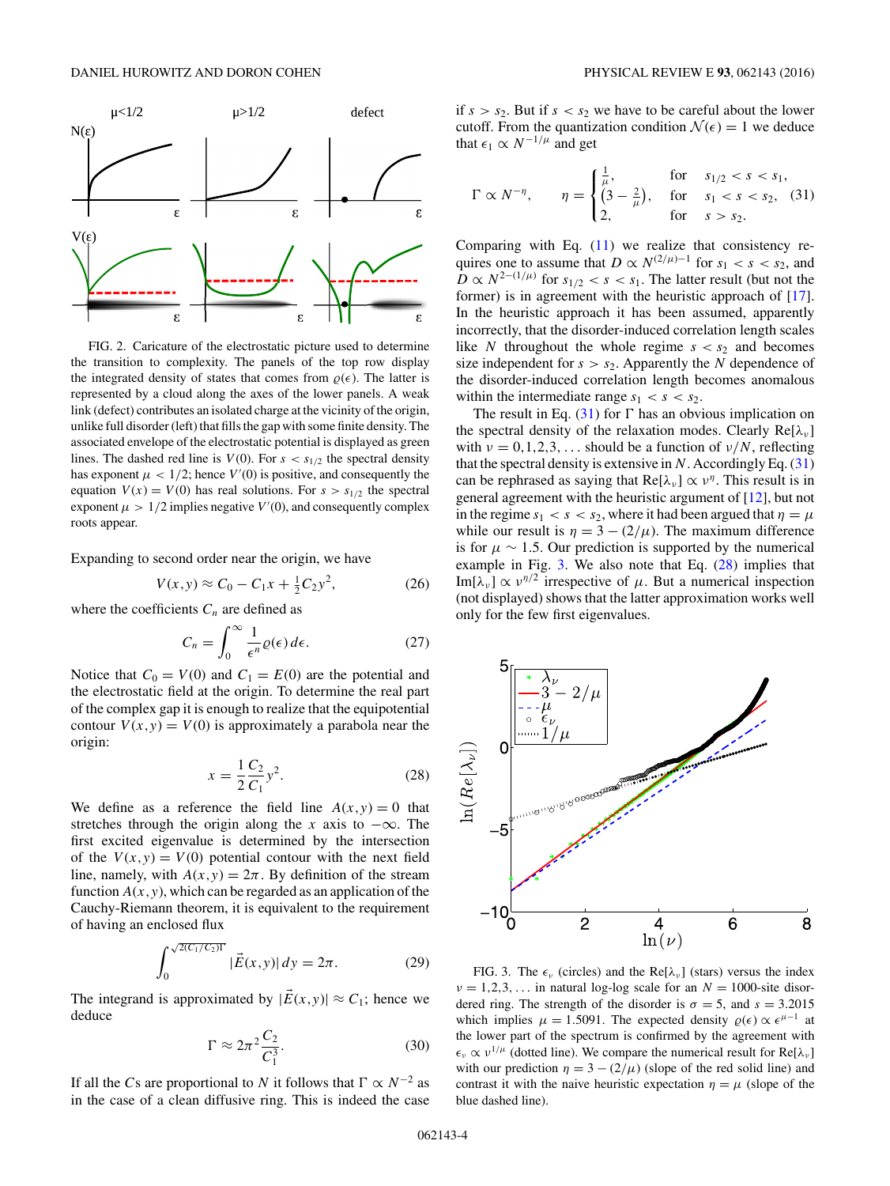FIG. 2. Caricature of the electrostatic picture used to determine the transition to complexity. The panels of the top row display the integrated density of states that comes from $\varrho(\epsilon)$. The latter is represented by a cloud along the axes of the lower panels. A weak link (defect) contributes an isolated charge at the vicinity of the origin, unlike full disorder (left) that fills the gap with some finite density. The associated envelope of the electrostatic potential is displayed as green lines. The dashed red line is $V(0)$. For $s < s_{1/2}$ the spectral density has exponent $\mu < 1/2$; hence $V'(0)$ is positive, and consequently the equation $V(x) = V(0)$ has real solutions. For $s > s_{1/2}$ the spectral exponent $\mu > 1/2$ implies negative $V'(0)$, and consequently complex roots appear.

Expanding to second order near the origin, we have

$$V(x,y) \approx C_0 - C_1 x + \tfrac{1}{2} C_2 y^2, \tag{26}$$

where the coefficients $C_n$ are defined as

$$C_n = \int_0^\infty \frac{1}{\epsilon^n} \varrho(\epsilon)\, d\epsilon. \tag{27}$$

Notice that $C_0 = V(0)$ and $C_1 = E(0)$ are the potential and the electrostatic field at the origin. To determine the real part of the complex gap it is enough to realize that the equipotential contour $V(x,y) = V(0)$ is approximately a parabola near the origin:

$$x = \frac{1}{2}\frac{C_2}{C_1} y^2. \tag{28}$$

We define as a reference the field line $A(x,y) = 0$ that stretches through the origin along the $x$ axis to $-\infty$. The first excited eigenvalue is determined by the intersection of the $V(x,y) = V(0)$ potential contour with the next field line, namely, with $A(x,y) = 2\pi$. By definition of the stream function $A(x,y)$, which can be regarded as an application of the Cauchy-Riemann theorem, it is equivalent to the requirement of having an enclosed flux

$$\int_0^{\sqrt{2(C_1/C_2)\Gamma}} |\vec{E}(x,y)|\, dy = 2\pi. \tag{29}$$

The integrand is approximated by $|\vec{E}(x,y)| \approx C_1$; hence we deduce

$$\Gamma \approx 2\pi^2 \frac{C_2}{C_1^3}. \tag{30}$$

If all the $C$s are proportional to $N$ it follows that $\Gamma \propto N^{-2}$ as in the case of a clean diffusive ring. This is indeed the case if $s > s_2$. But if $s < s_2$ we have to be careful about the lower cutoff. From the quantization condition $\mathcal{N}(\epsilon) = 1$ we deduce that $\epsilon_1 \propto N^{-1/\mu}$ and get

$$\Gamma \propto N^{-\eta}, \qquad \eta = \begin{cases} \frac{1}{\mu}, & \text{for} \quad s_{1/2} < s < s_1, \\ \left(3 - \frac{2}{\mu}\right), & \text{for} \quad s_1 < s < s_2, \\ 2, & \text{for} \quad s > s_2. \end{cases} \tag{31}$$

Comparing with Eq. (11) we realize that consistency requires one to assume that $D \propto N^{(2/\mu)-1}$ for $s_1 < s < s_2$, and $D \propto N^{2-(1/\mu)}$ for $s_{1/2} < s < s_1$. The latter result (but not the former) is in agreement with the heuristic approach of [17]. In the heuristic approach it has been assumed, apparently incorrectly, that the disorder-induced correlation length scales like $N$ throughout the whole regime $s < s_2$ and becomes size independent for $s > s_2$. Apparently the $N$ dependence of the disorder-induced correlation length becomes anomalous within the intermediate range $s_1 < s < s_2$.

The result in Eq. (31) for $\Gamma$ has an obvious implication on the spectral density of the relaxation modes. Clearly $\mathrm{Re}[\lambda_\nu]$ with $\nu = 0,1,2,3,\ldots$ should be a function of $\nu/N$, reflecting that the spectral density is extensive in $N$. Accordingly Eq. (31) can be rephrased as saying that $\mathrm{Re}[\lambda_\nu] \propto \nu^\eta$. This result is in general agreement with the heuristic argument of [12], but not in the regime $s_1 < s < s_2$, where it had been argued that $\eta = \mu$ while our result is $\eta = 3 - (2/\mu)$. The maximum difference is for $\mu \sim 1.5$. Our prediction is supported by the numerical example in Fig. 3. We also note that Eq. (28) implies that $\mathrm{Im}[\lambda_\nu] \propto \nu^{\eta/2}$ irrespective of $\mu$. But a numerical inspection (not displayed) shows that the latter approximation works well only for the few first eigenvalues.

FIG. 3. The $\epsilon_\nu$ (circles) and the $\mathrm{Re}[\lambda_\nu]$ (stars) versus the index $\nu = 1,2,3,\ldots$ in natural log-log scale for an $N = 1000$-site disordered ring. The strength of the disorder is $\sigma = 5$, and $s = 3.2015$ which implies $\mu = 1.5091$. The expected density $\varrho(\epsilon) \propto \epsilon^{\mu-1}$ at the lower part of the spectrum is confirmed by the agreement with $\epsilon_\nu \propto \nu^{1/\mu}$ (dotted line). We compare the numerical result for $\mathrm{Re}[\lambda_\nu]$ with our prediction $\eta = 3 - (2/\mu)$ (slope of the red solid line) and contrast it with the naive heuristic expectation $\eta = \mu$ (slope of the blue dashed line).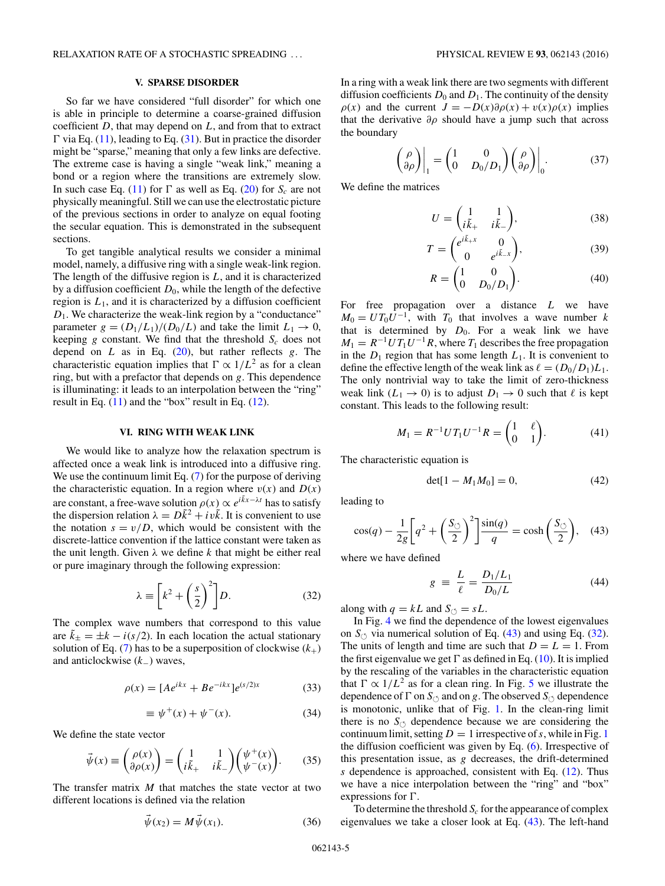## V. SPARSE DISORDER

So far we have considered "full disorder" for which one is able in principle to determine a coarse-grained diffusion coefficient $D$, that may depend on $L$, and from that to extract $\Gamma$ via Eq. (11), leading to Eq. (31). But in practice the disorder might be "sparse," meaning that only a few links are defective. The extreme case is having a single "weak link," meaning a bond or a region where the transitions are extremely slow. In such case Eq. (11) for $\Gamma$ as well as Eq. (20) for $S_c$ are not physically meaningful. Still we can use the electrostatic picture of the previous sections in order to analyze on equal footing the secular equation. This is demonstrated in the subsequent sections.

To get tangible analytical results we consider a minimal model, namely, a diffusive ring with a single weak-link region. The length of the diffusive region is $L$, and it is characterized by a diffusion coefficient $D_0$, while the length of the defective region is $L_1$, and it is characterized by a diffusion coefficient $D_1$. We characterize the weak-link region by a "conductance" parameter $g = (D_1/L_1)/(D_0/L)$ and take the limit $L_1 \to 0$, keeping $g$ constant. We find that the threshold $S_c$ does not depend on $L$ as in Eq. (20), but rather reflects $g$. The characteristic equation implies that $\Gamma \propto 1/L^2$ as for a clean ring, but with a prefactor that depends on $g$. This dependence is illuminating: it leads to an interpolation between the "ring" result in Eq. (11) and the "box" result in Eq. (12).

## VI. RING WITH WEAK LINK

We would like to analyze how the relaxation spectrum is affected once a weak link is introduced into a diffusive ring. We use the continuum limit Eq. (7) for the purpose of deriving the characteristic equation. In a region where $v(x)$ and $D(x)$ are constant, a free-wave solution $\rho(x) \propto e^{i\tilde{k}x-\lambda t}$ has to satisfy the dispersion relation $\lambda = D\tilde{k}^2 + iv\tilde{k}$. It is convenient to use the notation $s = v/D$, which would be consistent with the discrete-lattice convention if the lattice constant were taken as the unit length. Given $\lambda$ we define $k$ that might be either real or pure imaginary through the following expression:

$$\lambda \equiv \left[k^2 + \left(\frac{s}{2}\right)^2\right]D. \tag{32}$$

The complex wave numbers that correspond to this value are $\tilde{k}_\pm = \pm k - i(s/2)$. In each location the actual stationary solution of Eq. (7) has to be a superposition of clockwise ($k_+$) and anticlockwise ($k_-$) waves,

$$\rho(x) = [Ae^{ikx} + Be^{-ikx}]e^{(s/2)x} \tag{33}$$

$$\equiv \psi^+(x) + \psi^-(x). \tag{34}$$

We define the state vector

$$\vec{\psi}(x) \equiv \begin{pmatrix} \rho(x) \\ \partial\rho(x) \end{pmatrix} = \begin{pmatrix} 1 & 1 \\ i\tilde{k}_+ & i\tilde{k}_- \end{pmatrix} \begin{pmatrix} \psi^+(x) \\ \psi^-(x) \end{pmatrix}. \tag{35}$$

The transfer matrix $M$ that matches the state vector at two different locations is defined via the relation

$$\vec{\psi}(x_2) = M\vec{\psi}(x_1). \tag{36}$$

In a ring with a weak link there are two segments with different diffusion coefficients $D_0$ and $D_1$. The continuity of the density $\rho(x)$ and the current $J = -D(x)\partial\rho(x) + v(x)\rho(x)$ implies that the derivative $\partial\rho$ should have a jump such that across the boundary

$$\begin{pmatrix} \rho \\ \partial\rho \end{pmatrix}\Bigg|_1 = \begin{pmatrix} 1 & 0 \\ 0 & D_0/D_1 \end{pmatrix} \begin{pmatrix} \rho \\ \partial\rho \end{pmatrix}\Bigg|_0. \tag{37}$$

We define the matrices

$$U = \begin{pmatrix} 1 & 1 \\ i\tilde{k}_+ & i\tilde{k}_- \end{pmatrix}, \tag{38}$$

$$T = \begin{pmatrix} e^{i\tilde{k}_+ x} & 0 \\ 0 & e^{i\tilde{k}_- x} \end{pmatrix}, \tag{39}$$

$$R = \begin{pmatrix} 1 & 0 \\ 0 & D_0/D_1 \end{pmatrix}. \tag{40}$$

For free propagation over a distance $L$ we have $M_0 = UT_0U^{-1}$, with $T_0$ that involves a wave number $k$ that is determined by $D_0$. For a weak link we have $M_1 = R^{-1}UT_1U^{-1}R$, where $T_1$ describes the free propagation in the $D_1$ region that has some length $L_1$. It is convenient to define the effective length of the weak link as $\ell = (D_0/D_1)L_1$. The only nontrivial way to take the limit of zero-thickness weak link ($L_1 \to 0$) is to adjust $D_1 \to 0$ such that $\ell$ is kept constant. This leads to the following result:

$$M_1 = R^{-1}UT_1U^{-1}R = \begin{pmatrix} 1 & \ell \\ 0 & 1 \end{pmatrix}. \tag{41}$$

The characteristic equation is

$$\det[1 - M_1M_0] = 0, \tag{42}$$

leading to

$$\cos(q) - \frac{1}{2g}\left[q^2 + \left(\frac{S_\circlearrowleft}{2}\right)^2\right]\frac{\sin(q)}{q} = \cosh\left(\frac{S_\circlearrowleft}{2}\right), \tag{43}$$

where we have defined

$$g \equiv \frac{L}{\ell} = \frac{D_1/L_1}{D_0/L} \tag{44}$$

along with $q = kL$ and $S_\circlearrowleft = sL$.

In Fig. 4 we find the dependence of the lowest eigenvalues on $S_\circlearrowleft$ via numerical solution of Eq. (43) and using Eq. (32). The units of length and time are such that $D = L = 1$. From the first eigenvalue we get $\Gamma$ as defined in Eq. (10). It is implied by the rescaling of the variables in the characteristic equation that $\Gamma \propto 1/L^2$ as for a clean ring. In Fig. 5 we illustrate the dependence of $\Gamma$ on $S_\circlearrowleft$ and on $g$. The observed $S_\circlearrowleft$ dependence is monotonic, unlike that of Fig. 1. In the clean-ring limit there is no $S_\circlearrowleft$ dependence because we are considering the continuum limit, setting $D = 1$ irrespective of $s$, while in Fig. 1 the diffusion coefficient was given by Eq. (6). Irrespective of this presentation issue, as $g$ decreases, the drift-determined $s$ dependence is approached, consistent with Eq. (12). Thus we have a nice interpolation between the "ring" and "box" expressions for $\Gamma$.

To determine the threshold $S_c$ for the appearance of complex eigenvalues we take a closer look at Eq. (43). The left-hand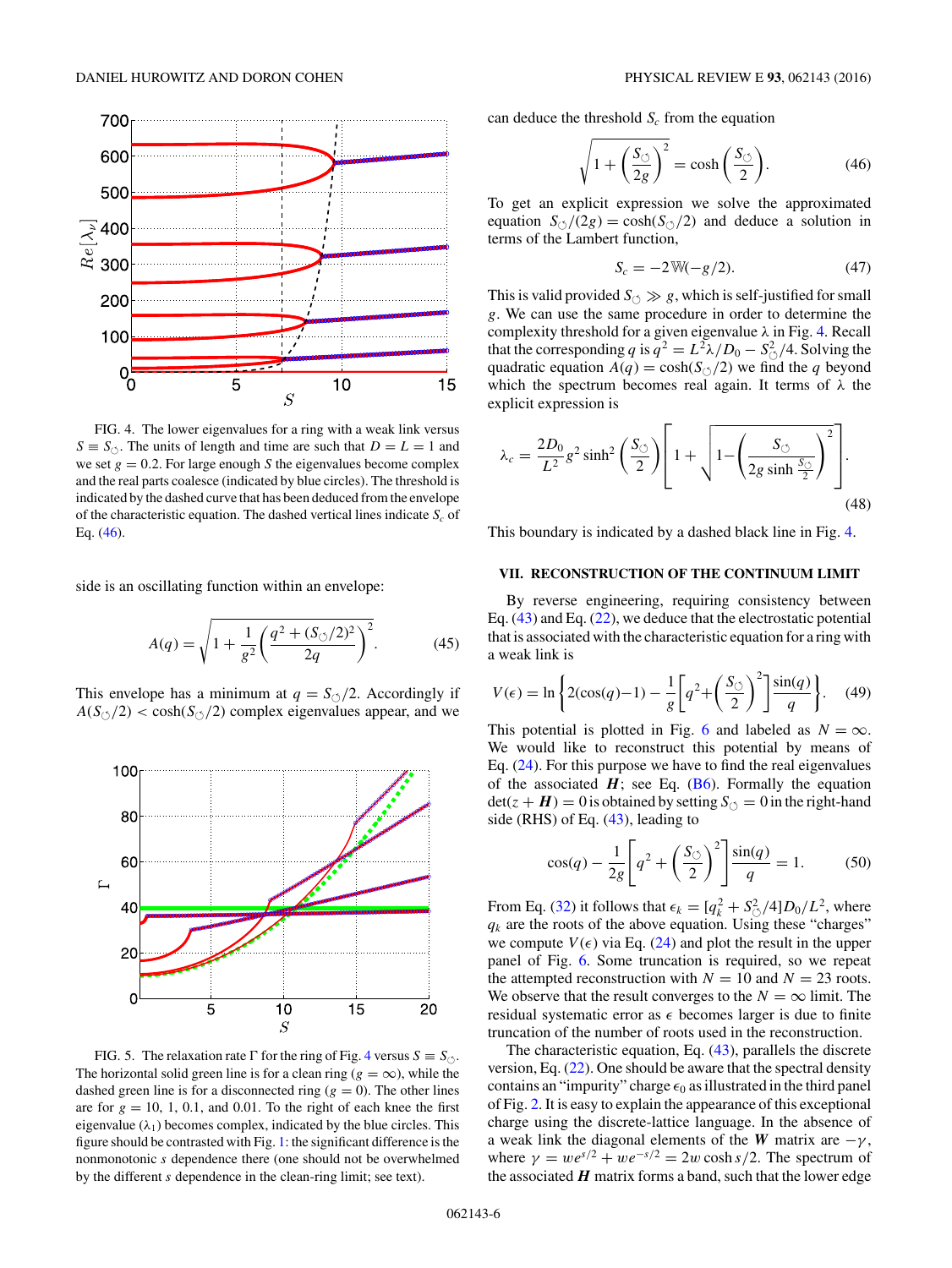FIG. 4. The lower eigenvalues for a ring with a weak link versus $S \equiv S_{\circlearrowleft}$. The units of length and time are such that $D = L = 1$ and we set $g = 0.2$. For large enough $S$ the eigenvalues become complex and the real parts coalesce (indicated by blue circles). The threshold is indicated by the dashed curve that has been deduced from the envelope of the characteristic equation. The dashed vertical lines indicate $S_c$ of Eq. (46).

side is an oscillating function within an envelope:

$$A(q) = \sqrt{1 + \frac{1}{g^2}\left(\frac{q^2 + (S_{\circlearrowleft}/2)^2}{2q}\right)^2}. \tag{45}$$

This envelope has a minimum at $q = S_{\circlearrowleft}/2$. Accordingly if $A(S_{\circlearrowleft}/2) < \cosh(S_{\circlearrowleft}/2)$ complex eigenvalues appear, and we can deduce the threshold $S_c$ from the equation

$$\sqrt{1 + \left(\frac{S_{\circlearrowleft}}{2g}\right)^2} = \cosh\left(\frac{S_{\circlearrowleft}}{2}\right). \tag{46}$$

To get an explicit expression we solve the approximated equation $S_{\circlearrowleft}/(2g) = \cosh(S_{\circlearrowleft}/2)$ and deduce a solution in terms of the Lambert function,

$$S_c = -2\mathbb{W}(-g/2). \tag{47}$$

This is valid provided $S_{\circlearrowleft} \gg g$, which is self-justified for small $g$. We can use the same procedure in order to determine the complexity threshold for a given eigenvalue $\lambda$ in Fig. 4. Recall that the corresponding $q$ is $q^2 = L^2\lambda/D_0 - S_{\circlearrowleft}^2/4$. Solving the quadratic equation $A(q) = \cosh(S_{\circlearrowleft}/2)$ we find the $q$ beyond which the spectrum becomes real again. It terms of $\lambda$ the explicit expression is

$$\lambda_c = \frac{2D_0}{L^2} g^2 \sinh^2\left(\frac{S_{\circlearrowleft}}{2}\right)\left[1 + \sqrt{1 - \left(\frac{S_{\circlearrowleft}}{2g\sinh\frac{S_{\circlearrowleft}}{2}}\right)^2}\right]. \tag{48}$$

This boundary is indicated by a dashed black line in Fig. 4.

FIG. 5. The relaxation rate $\Gamma$ for the ring of Fig. 4 versus $S \equiv S_{\circlearrowleft}$. The horizontal solid green line is for a clean ring ($g = \infty$), while the dashed green line is for a disconnected ring ($g = 0$). The other lines are for $g = 10$, 1, 0.1, and 0.01. To the right of each knee the first eigenvalue ($\lambda_1$) becomes complex, indicated by the blue circles. This figure should be contrasted with Fig. 1: the significant difference is the nonmonotonic $s$ dependence there (one should not be overwhelmed by the different $s$ dependence in the clean-ring limit; see text).

## VII. RECONSTRUCTION OF THE CONTINUUM LIMIT

By reverse engineering, requiring consistency between Eq. (43) and Eq. (22), we deduce that the electrostatic potential that is associated with the characteristic equation for a ring with a weak link is

$$V(\epsilon) = \ln\left\{2(\cos(q) - 1) - \frac{1}{g}\left[q^2 + \left(\frac{S_{\circlearrowleft}}{2}\right)^2\right]\frac{\sin(q)}{q}\right\}. \tag{49}$$

This potential is plotted in Fig. 6 and labeled as $N = \infty$. We would like to reconstruct this potential by means of Eq. (24). For this purpose we have to find the real eigenvalues of the associated $\boldsymbol{H}$; see Eq. (B6). Formally the equation $\det(z + \boldsymbol{H}) = 0$ is obtained by setting $S_{\circlearrowleft} = 0$ in the right-hand side (RHS) of Eq. (43), leading to

$$\cos(q) - \frac{1}{2g}\left[q^2 + \left(\frac{S_{\circlearrowleft}}{2}\right)^2\right]\frac{\sin(q)}{q} = 1. \tag{50}$$

From Eq. (32) it follows that $\epsilon_k = [q_k^2 + S_{\circlearrowleft}^2/4]D_0/L^2$, where $q_k$ are the roots of the above equation. Using these "charges" we compute $V(\epsilon)$ via Eq. (24) and plot the result in the upper panel of Fig. 6. Some truncation is required, so we repeat the attempted reconstruction with $N = 10$ and $N = 23$ roots. We observe that the result converges to the $N = \infty$ limit. The residual systematic error as $\epsilon$ becomes larger is due to finite truncation of the number of roots used in the reconstruction.

The characteristic equation, Eq. (43), parallels the discrete version, Eq. (22). One should be aware that the spectral density contains an "impurity" charge $\epsilon_0$ as illustrated in the third panel of Fig. 2. It is easy to explain the appearance of this exceptional charge using the discrete-lattice language. In the absence of a weak link the diagonal elements of the $\boldsymbol{W}$ matrix are $-\gamma$, where $\gamma = we^{s/2} + we^{-s/2} = 2w\cosh s/2$. The spectrum of the associated $\boldsymbol{H}$ matrix forms a band, such that the lower edge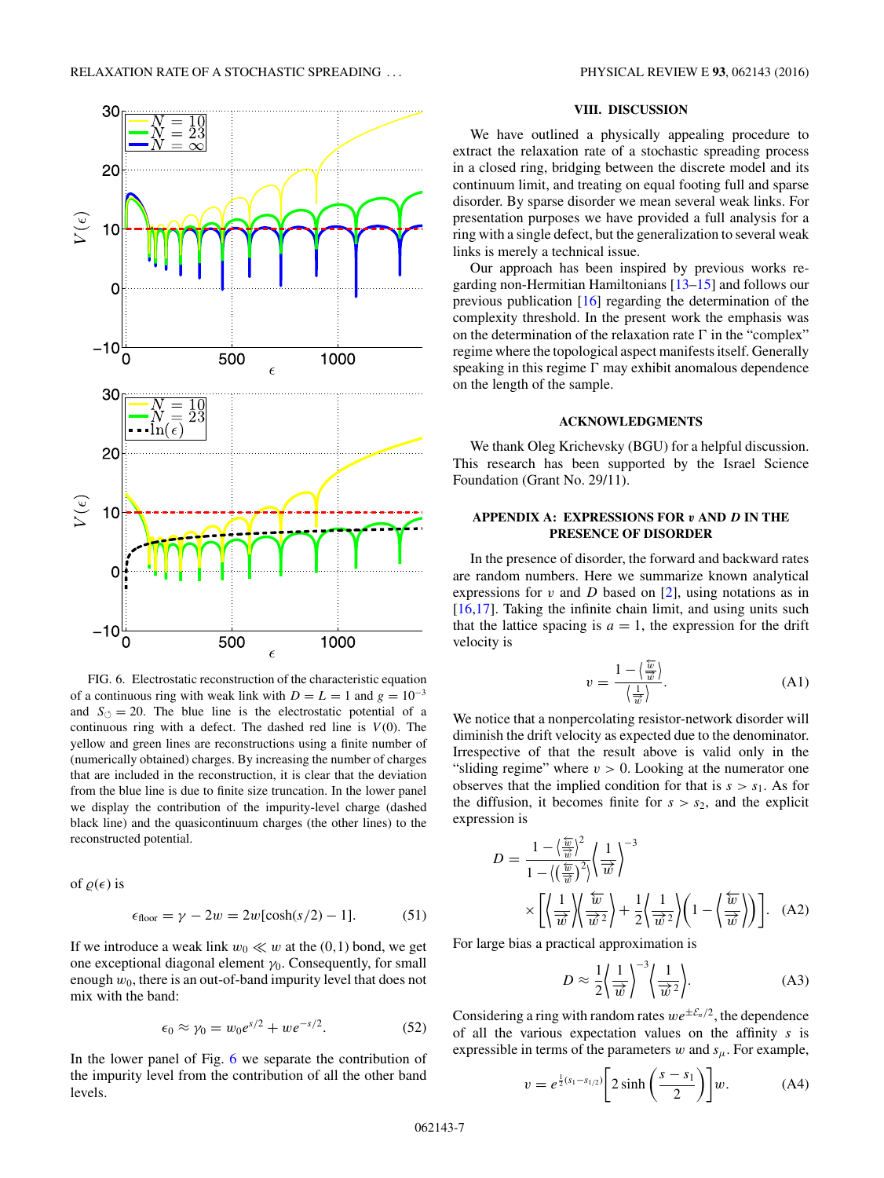FIG. 6. Electrostatic reconstruction of the characteristic equation of a continuous ring with weak link with $D = L = 1$ and $g = 10^{-3}$ and $S_{\circlearrowleft} = 20$. The blue line is the electrostatic potential of a continuous ring with a defect. The dashed red line is $V(0)$. The yellow and green lines are reconstructions using a finite number of (numerically obtained) charges. By increasing the number of charges that are included in the reconstruction, it is clear that the deviation from the blue line is due to finite size truncation. In the lower panel we display the contribution of the impurity-level charge (dashed black line) and the quasicontinuum charges (the other lines) to the reconstructed potential.

of $\varrho(\epsilon)$ is

$$\epsilon_{\text{floor}} = \gamma - 2w = 2w[\cosh(s/2) - 1]. \tag{51}$$

If we introduce a weak link $w_0 \ll w$ at the $(0,1)$ bond, we get one exceptional diagonal element $\gamma_0$. Consequently, for small enough $w_0$, there is an out-of-band impurity level that does not mix with the band:

$$\epsilon_0 \approx \gamma_0 = w_0 e^{s/2} + w e^{-s/2}. \tag{52}$$

In the lower panel of Fig. 6 we separate the contribution of the impurity level from the contribution of all the other band levels.

## VIII. DISCUSSION

We have outlined a physically appealing procedure to extract the relaxation rate of a stochastic spreading process in a closed ring, bridging between the discrete model and its continuum limit, and treating on equal footing full and sparse disorder. By sparse disorder we mean several weak links. For presentation purposes we have provided a full analysis for a ring with a single defect, but the generalization to several weak links is merely a technical issue.

Our approach has been inspired by previous works regarding non-Hermitian Hamiltonians [13–15] and follows our previous publication [16] regarding the determination of the complexity threshold. In the present work the emphasis was on the determination of the relaxation rate $\Gamma$ in the "complex" regime where the topological aspect manifests itself. Generally speaking in this regime $\Gamma$ may exhibit anomalous dependence on the length of the sample.

## ACKNOWLEDGMENTS

We thank Oleg Krichevsky (BGU) for a helpful discussion. This research has been supported by the Israel Science Foundation (Grant No. 29/11).

## APPENDIX A: EXPRESSIONS FOR $v$ AND $D$ IN THE PRESENCE OF DISORDER

In the presence of disorder, the forward and backward rates are random numbers. Here we summarize known analytical expressions for $v$ and $D$ based on [2], using notations as in [16,17]. Taking the infinite chain limit, and using units such that the lattice spacing is $a = 1$, the expression for the drift velocity is

$$v = \frac{1 - \left\langle \frac{\overleftarrow{w}}{\overrightarrow{w}} \right\rangle}{\left\langle \frac{1}{\overrightarrow{w}} \right\rangle}. \tag{A1}$$

We notice that a nonpercolating resistor-network disorder will diminish the drift velocity as expected due to the denominator. Irrespective of that the result above is valid only in the "sliding regime" where $v > 0$. Looking at the numerator one observes that the implied condition for that is $s > s_1$. As for the diffusion, it becomes finite for $s > s_2$, and the explicit expression is

$$D = \frac{1 - \left\langle \frac{\overleftarrow{w}}{\overrightarrow{w}} \right\rangle^2}{1 - \left\langle \left( \frac{\overleftarrow{w}}{\overrightarrow{w}} \right)^2 \right\rangle} \left\langle \frac{1}{\overrightarrow{w}} \right\rangle^{-3} \times \left[ \left\langle \frac{1}{\overrightarrow{w}} \right\rangle \left\langle \frac{\overleftarrow{w}}{\overrightarrow{w}^2} \right\rangle + \frac{1}{2} \left\langle \frac{1}{\overrightarrow{w}^2} \right\rangle \left( 1 - \left\langle \frac{\overleftarrow{w}}{\overrightarrow{w}} \right\rangle \right) \right]. \tag{A2}$$

For large bias a practical approximation is

$$D \approx \frac{1}{2} \left\langle \frac{1}{\overrightarrow{w}} \right\rangle^{-3} \left\langle \frac{1}{\overrightarrow{w}^2} \right\rangle. \tag{A3}$$

Considering a ring with random rates $w e^{\pm \mathcal{E}_n/2}$, the dependence of all the various expectation values on the affinity $s$ is expressible in terms of the parameters $w$ and $s_\mu$. For example,

$$v = e^{\frac{1}{2}(s_1 - s_{1/2})} \left[ 2 \sinh\left( \frac{s - s_1}{2} \right) \right] w. \tag{A4}$$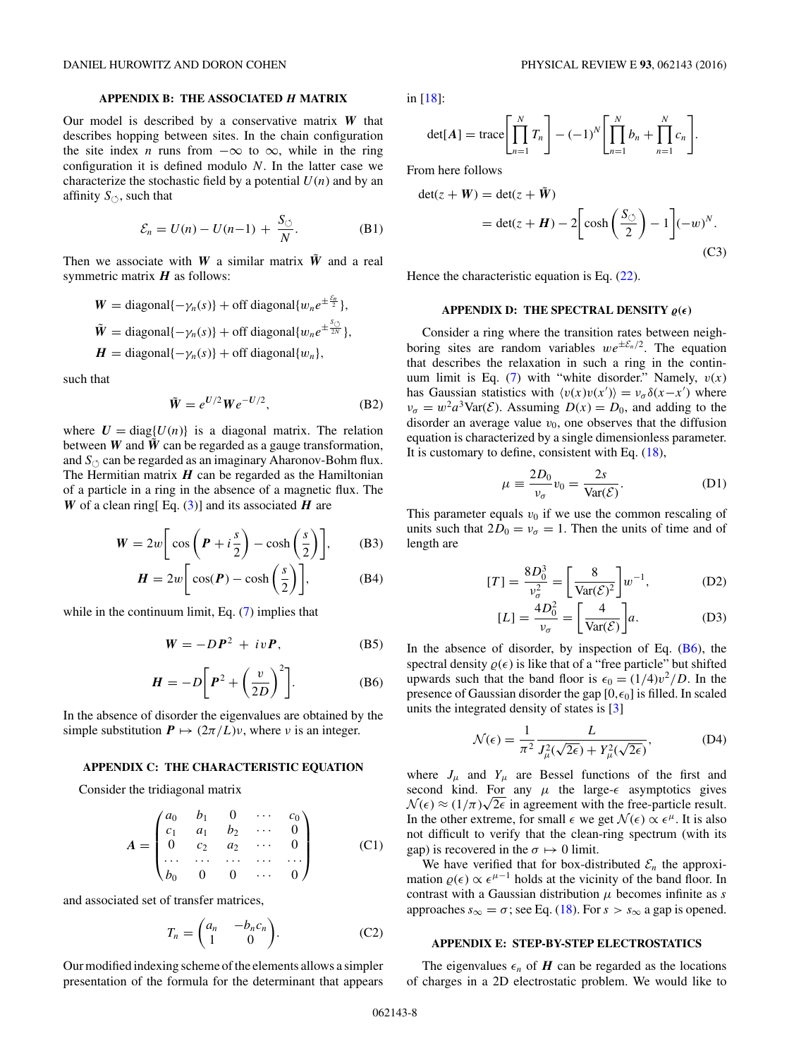## APPENDIX B: THE ASSOCIATED $H$ MATRIX

Our model is described by a conservative matrix $\boldsymbol{W}$ that describes hopping between sites. In the chain configuration the site index $n$ runs from $-\infty$ to $\infty$, while in the ring configuration it is defined modulo $N$. In the latter case we characterize the stochastic field by a potential $U(n)$ and by an affinity $S_{\circlearrowleft}$, such that

$$\mathcal{E}_n = U(n) - U(n-1) + \frac{S_{\circlearrowleft}}{N}. \tag{B1}$$

Then we associate with $\boldsymbol{W}$ a similar matrix $\tilde{\boldsymbol{W}}$ and a real symmetric matrix $\boldsymbol{H}$ as follows:

$$\boldsymbol{W} = \text{diagonal}\{-\gamma_n(s)\} + \text{off diagonal}\{w_n e^{\pm\frac{\mathcal{E}_n}{2}}\},$$
$$\tilde{\boldsymbol{W}} = \text{diagonal}\{-\gamma_n(s)\} + \text{off diagonal}\{w_n e^{\pm\frac{S_{\circlearrowleft}}{2N}}\},$$
$$\boldsymbol{H} = \text{diagonal}\{-\gamma_n(s)\} + \text{off diagonal}\{w_n\},$$

such that

$$\tilde{\boldsymbol{W}} = e^{\boldsymbol{U}/2}\boldsymbol{W}e^{-\boldsymbol{U}/2}, \tag{B2}$$

where $\boldsymbol{U} = \text{diag}\{U(n)\}$ is a diagonal matrix. The relation between $\boldsymbol{W}$ and $\tilde{\boldsymbol{W}}$ can be regarded as a gauge transformation, and $S_{\circlearrowleft}$ can be regarded as an imaginary Aharonov-Bohm flux. The Hermitian matrix $\boldsymbol{H}$ can be regarded as the Hamiltonian of a particle in a ring in the absence of a magnetic flux. The $\boldsymbol{W}$ of a clean ring[ Eq. (3)] and its associated $\boldsymbol{H}$ are

$$\boldsymbol{W} = 2w\left[\cos\left(\boldsymbol{P} + i\frac{s}{2}\right) - \cosh\left(\frac{s}{2}\right)\right], \tag{B3}$$

$$\boldsymbol{H} = 2w\left[\cos(\boldsymbol{P}) - \cosh\left(\frac{s}{2}\right)\right], \tag{B4}$$

while in the continuum limit, Eq. (7) implies that

$$\boldsymbol{W} = -D\boldsymbol{P}^2 + iv\boldsymbol{P}, \tag{B5}$$

$$\boldsymbol{H} = -D\left[\boldsymbol{P}^2 + \left(\frac{v}{2D}\right)^2\right]. \tag{B6}$$

In the absence of disorder the eigenvalues are obtained by the simple substitution $\boldsymbol{P} \mapsto (2\pi/L)\nu$, where $\nu$ is an integer.

## APPENDIX C: THE CHARACTERISTIC EQUATION

Consider the tridiagonal matrix

$$\boldsymbol{A} = \begin{pmatrix} a_0 & b_1 & 0 & \cdots & c_0 \\ c_1 & a_1 & b_2 & \cdots & 0 \\ 0 & c_2 & a_2 & \cdots & 0 \\ \cdots & \cdots & \cdots & \cdots & \cdots \\ b_0 & 0 & 0 & \cdots & 0 \end{pmatrix} \tag{C1}$$

and associated set of transfer matrices,

$$T_n = \begin{pmatrix} a_n & -b_n c_n \\ 1 & 0 \end{pmatrix}. \tag{C2}$$

Our modified indexing scheme of the elements allows a simpler presentation of the formula for the determinant that appears in [18]:

$$\det[\boldsymbol{A}] = \text{trace}\left[\prod_{n=1}^{N} T_n\right] - (-1)^N\left[\prod_{n=1}^{N} b_n + \prod_{n=1}^{N} c_n\right].$$

From here follows

$$\det(z + \boldsymbol{W}) = \det(z + \tilde{\boldsymbol{W}})$$
$$= \det(z + \boldsymbol{H}) - 2\left[\cosh\left(\frac{S_{\circlearrowleft}}{2}\right) - 1\right](-w)^N. \tag{C3}$$

Hence the characteristic equation is Eq. (22).

## APPENDIX D: THE SPECTRAL DENSITY $\varrho(\epsilon)$

Consider a ring where the transition rates between neighboring sites are random variables $we^{\pm\mathcal{E}_n/2}$. The equation that describes the relaxation in such a ring in the continuum limit is Eq. (7) with "white disorder." Namely, $v(x)$ has Gaussian statistics with $\langle v(x)v(x')\rangle = \nu_\sigma\delta(x-x')$ where $\nu_\sigma = w^2a^3\text{Var}(\mathcal{E})$. Assuming $D(x) = D_0$, and adding to the disorder an average value $v_0$, one observes that the diffusion equation is characterized by a single dimensionless parameter. It is customary to define, consistent with Eq. (18),

$$\mu \equiv \frac{2D_0}{\nu_\sigma}v_0 = \frac{2s}{\text{Var}(\mathcal{E})}. \tag{D1}$$

This parameter equals $v_0$ if we use the common rescaling of units such that $2D_0 = \nu_\sigma = 1$. Then the units of time and of length are

$$[T] = \frac{8D_0^3}{\nu_\sigma^2} = \left[\frac{8}{\text{Var}(\mathcal{E})^2}\right]w^{-1}, \tag{D2}$$

$$[L] = \frac{4D_0^2}{\nu_\sigma} = \left[\frac{4}{\text{Var}(\mathcal{E})}\right]a. \tag{D3}$$

In the absence of disorder, by inspection of Eq. (B6), the spectral density $\varrho(\epsilon)$ is like that of a "free particle" but shifted upwards such that the band floor is $\epsilon_0 = (1/4)v^2/D$. In the presence of Gaussian disorder the gap $[0,\epsilon_0]$ is filled. In scaled units the integrated density of states is [3]

$$\mathcal{N}(\epsilon) = \frac{1}{\pi^2}\frac{L}{J_\mu^2(\sqrt{2\epsilon}) + Y_\mu^2(\sqrt{2\epsilon})}, \tag{D4}$$

where $J_\mu$ and $Y_\mu$ are Bessel functions of the first and second kind. For any $\mu$ the large-$\epsilon$ asymptotics gives $\mathcal{N}(\epsilon) \approx (1/\pi)\sqrt{2\epsilon}$ in agreement with the free-particle result. In the other extreme, for small $\epsilon$ we get $\mathcal{N}(\epsilon) \propto \epsilon^\mu$. It is also not difficult to verify that the clean-ring spectrum (with its gap) is recovered in the $\sigma \mapsto 0$ limit.

We have verified that for box-distributed $\mathcal{E}_n$ the approximation $\varrho(\epsilon) \propto \epsilon^{\mu-1}$ holds at the vicinity of the band floor. In contrast with a Gaussian distribution $\mu$ becomes infinite as $s$ approaches $s_\infty = \sigma$; see Eq. (18). For $s > s_\infty$ a gap is opened.

## APPENDIX E: STEP-BY-STEP ELECTROSTATICS

The eigenvalues $\epsilon_n$ of $\boldsymbol{H}$ can be regarded as the locations of charges in a 2D electrostatic problem. We would like to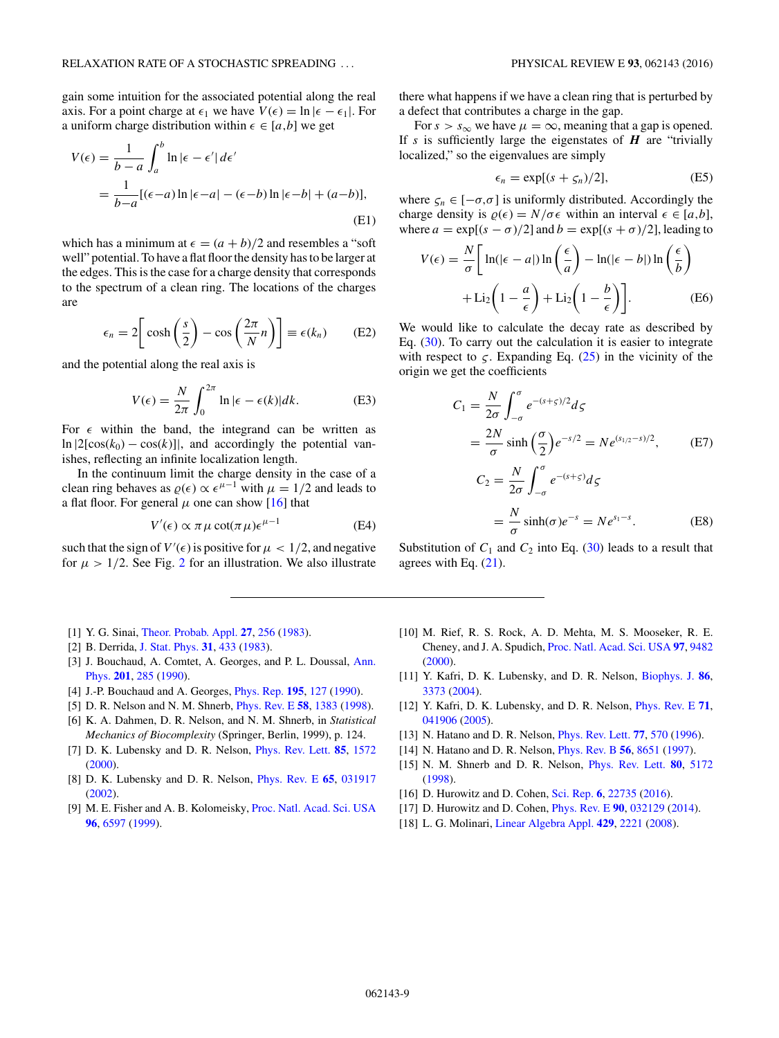gain some intuition for the associated potential along the real axis. For a point charge at $\epsilon_1$ we have $V(\epsilon) = \ln|\epsilon - \epsilon_1|$. For a uniform charge distribution within $\epsilon \in [a,b]$ we get

$$V(\epsilon) = \frac{1}{b-a}\int_a^b \ln|\epsilon - \epsilon'|\,d\epsilon'$$
$$= \frac{1}{b-a}[(\epsilon-a)\ln|\epsilon-a| - (\epsilon-b)\ln|\epsilon-b| + (a-b)], \tag{E1}$$

which has a minimum at $\epsilon = (a+b)/2$ and resembles a "soft well" potential. To have a flat floor the density has to be larger at the edges. This is the case for a charge density that corresponds to the spectrum of a clean ring. The locations of the charges are

$$\epsilon_n = 2\left[\cosh\left(\frac{s}{2}\right) - \cos\left(\frac{2\pi}{N}n\right)\right] \equiv \epsilon(k_n) \tag{E2}$$

and the potential along the real axis is

$$V(\epsilon) = \frac{N}{2\pi}\int_0^{2\pi} \ln|\epsilon - \epsilon(k)|dk. \tag{E3}$$

For $\epsilon$ within the band, the integrand can be written as $\ln|2[\cos(k_0) - \cos(k)]|$, and accordingly the potential vanishes, reflecting an infinite localization length.

In the continuum limit the charge density in the case of a clean ring behaves as $\varrho(\epsilon) \propto \epsilon^{\mu-1}$ with $\mu = 1/2$ and leads to a flat floor. For general $\mu$ one can show [16] that

$$V'(\epsilon) \propto \pi\mu\cot(\pi\mu)\epsilon^{\mu-1} \tag{E4}$$

such that the sign of $V'(\epsilon)$ is positive for $\mu < 1/2$, and negative for $\mu > 1/2$. See Fig. 2 for an illustration. We also illustrate there what happens if we have a clean ring that is perturbed by a defect that contributes a charge in the gap.

For $s > s_\infty$ we have $\mu = \infty$, meaning that a gap is opened. If $s$ is sufficiently large the eigenstates of $\boldsymbol{H}$ are "trivially localized," so the eigenvalues are simply

$$\epsilon_n = \exp[(s + \varsigma_n)/2], \tag{E5}$$

where $\varsigma_n \in [-\sigma,\sigma]$ is uniformly distributed. Accordingly the charge density is $\varrho(\epsilon) = N/\sigma\epsilon$ within an interval $\epsilon \in [a,b]$, where $a = \exp[(s-\sigma)/2]$ and $b = \exp[(s+\sigma)/2]$, leading to

$$V(\epsilon) = \frac{N}{\sigma}\left[\ln(|\epsilon - a|)\ln\left(\frac{\epsilon}{a}\right) - \ln(|\epsilon - b|)\ln\left(\frac{\epsilon}{b}\right) + \mathrm{Li}_2\left(1 - \frac{a}{\epsilon}\right) + \mathrm{Li}_2\left(1 - \frac{b}{\epsilon}\right)\right]. \tag{E6}$$

We would like to calculate the decay rate as described by Eq. (30). To carry out the calculation it is easier to integrate with respect to $\varsigma$. Expanding Eq. (25) in the vicinity of the origin we get the coefficients

$$C_1 = \frac{N}{2\sigma}\int_{-\sigma}^{\sigma} e^{-(s+\varsigma)/2}d\varsigma$$
$$= \frac{2N}{\sigma}\sinh\left(\frac{\sigma}{2}\right)e^{-s/2} = Ne^{(s_{1/2}-s)/2}, \tag{E7}$$

$$C_2 = \frac{N}{2\sigma}\int_{-\sigma}^{\sigma} e^{-(s+\varsigma)}d\varsigma$$
$$= \frac{N}{\sigma}\sinh(\sigma)e^{-s} = Ne^{s_1 - s}. \tag{E8}$$

Substitution of $C_1$ and $C_2$ into Eq. (30) leads to a result that agrees with Eq. (21).

---

[1] Y. G. Sinai, Theor. Probab. Appl. **27**, 256 (1983).
[2] B. Derrida, J. Stat. Phys. **31**, 433 (1983).
[3] J. Bouchaud, A. Comtet, A. Georges, and P. L. Doussal, Ann. Phys. **201**, 285 (1990).
[4] J.-P. Bouchaud and A. Georges, Phys. Rep. **195**, 127 (1990).
[5] D. R. Nelson and N. M. Shnerb, Phys. Rev. E **58**, 1383 (1998).
[6] K. A. Dahmen, D. R. Nelson, and N. M. Shnerb, in *Statistical Mechanics of Biocomplexity* (Springer, Berlin, 1999), p. 124.
[7] D. K. Lubensky and D. R. Nelson, Phys. Rev. Lett. **85**, 1572 (2000).
[8] D. K. Lubensky and D. R. Nelson, Phys. Rev. E **65**, 031917 (2002).
[9] M. E. Fisher and A. B. Kolomeisky, Proc. Natl. Acad. Sci. USA **96**, 6597 (1999).
[10] M. Rief, R. S. Rock, A. D. Mehta, M. S. Mooseker, R. E. Cheney, and J. A. Spudich, Proc. Natl. Acad. Sci. USA **97**, 9482 (2000).
[11] Y. Kafri, D. K. Lubensky, and D. R. Nelson, Biophys. J. **86**, 3373 (2004).
[12] Y. Kafri, D. K. Lubensky, and D. R. Nelson, Phys. Rev. E **71**, 041906 (2005).
[13] N. Hatano and D. R. Nelson, Phys. Rev. Lett. **77**, 570 (1996).
[14] N. Hatano and D. R. Nelson, Phys. Rev. B **56**, 8651 (1997).
[15] N. M. Shnerb and D. R. Nelson, Phys. Rev. Lett. **80**, 5172 (1998).
[16] D. Hurowitz and D. Cohen, Sci. Rep. **6**, 22735 (2016).
[17] D. Hurowitz and D. Cohen, Phys. Rev. E **90**, 032129 (2014).
[18] L. G. Molinari, Linear Algebra Appl. **429**, 2221 (2008).